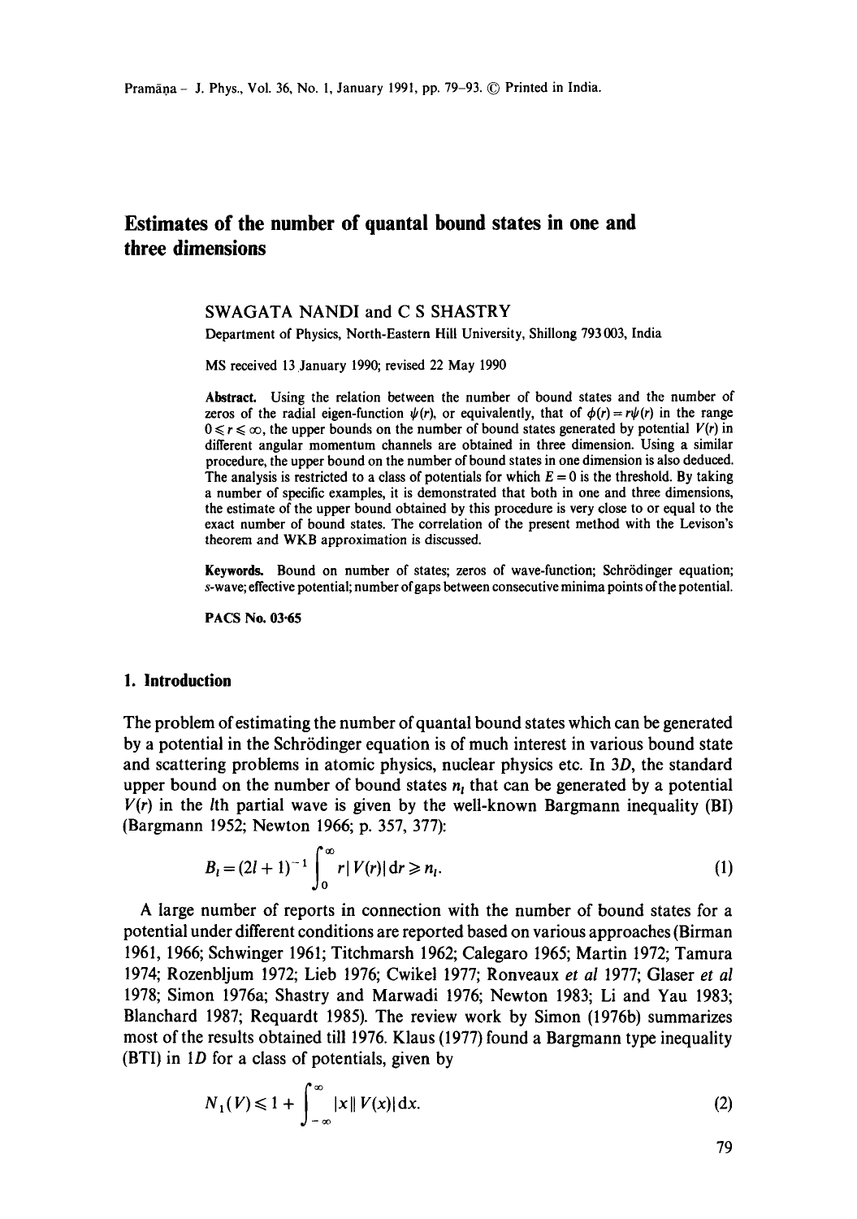# Estimates of the number of quantal bound states in one and three dimensions

SWAGATA NANDI and C S SHASTRY

Department of Physics, North-Eastern Hill University, Shillong 793 003, India

MS received 13 January 1990; revised 22 May 1990

**Abstract.** Using the relation between the number of bound states and the number of zeros of the radial eigen-function $\psi(r)$, or equivalently, that of $\phi(r) = r\psi(r)$ in the range $0 \leqslant r \leqslant \infty$, the upper bounds on the number of bound states generated by potential $V(r)$ in different angular momentum channels are obtained in three dimension. Using a similar procedure, the upper bound on the number of bound states in one dimension is also deduced. The analysis is restricted to a class of potentials for which $E = 0$ is the threshold. By taking a number of specific examples, it is demonstrated that both in one and three dimensions, the estimate of the upper bound obtained by this procedure is very close to or equal to the exact number of bound states. The correlation of the present method with the Levison's theorem and WKB approximation is discussed.

**Keywords.** Bound on number of states; zeros of wave-function; Schrödinger equation; $s$-wave; effective potential; number of gaps between consecutive minima points of the potential.

**PACS No. 03·65**

## 1. Introduction

The problem of estimating the number of quantal bound states which can be generated by a potential in the Schrödinger equation is of much interest in various bound state and scattering problems in atomic physics, nuclear physics etc. In $3D$, the standard upper bound on the number of bound states $n_l$ that can be generated by a potential $V(r)$ in the $l$th partial wave is given by the well-known Bargmann inequality (BI) (Bargmann 1952; Newton 1966; p. 357, 377):

$$B_l = (2l+1)^{-1} \int_0^\infty r|V(r)|\,\mathrm{d}r \geqslant n_l. \tag{1}$$

A large number of reports in connection with the number of bound states for a potential under different conditions are reported based on various approaches (Birman 1961, 1966; Schwinger 1961; Titchmarsh 1962; Calegaro 1965; Martin 1972; Tamura 1974; Rozenbljum 1972; Lieb 1976; Cwikel 1977; Ronveaux *et al* 1977; Glaser *et al* 1978; Simon 1976a; Shastry and Marwadi 1976; Newton 1983; Li and Yau 1983; Blanchard 1987; Requardt 1985). The review work by Simon (1976b) summarizes most of the results obtained till 1976. Klaus (1977) found a Bargmann type inequality (BTI) in $1D$ for a class of potentials, given by

$$N_1(V) \leqslant 1 + \int_{-\infty}^{\infty} |x|\,|V(x)|\,\mathrm{d}x. \tag{2}$$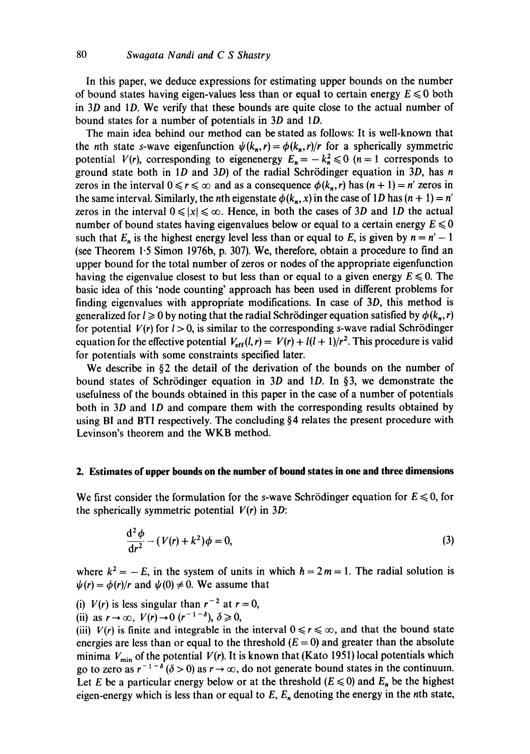In this paper, we deduce expressions for estimating upper bounds on the number of bound states having eigen-values less than or equal to certain energy $E \leqslant 0$ both in 3D and 1D. We verify that these bounds are quite close to the actual number of bound states for a number of potentials in 3D and 1D.

The main idea behind our method can be stated as follows: It is well-known that the nth state s-wave eigenfunction $\psi(k_n, r) = \phi(k_n, r)/r$ for a spherically symmetric potential $V(r)$, corresponding to eigenenergy $E_n = -k_n^2 \leqslant 0$ ($n = 1$ corresponds to ground state both in 1D and 3D) of the radial Schrödinger equation in 3D, has $n$ zeros in the interval $0 \leqslant r \leqslant \infty$ and as a consequence $\phi(k_n, r)$ has $(n+1) = n'$ zeros in the same interval. Similarly, the nth eigenstate $\phi(k_n, x)$ in the case of 1D has $(n+1) = n'$ zeros in the interval $0 \leqslant |x| \leqslant \infty$. Hence, in both the cases of 3D and 1D the actual number of bound states having eigenvalues below or equal to a certain energy $E \leqslant 0$ such that $E_n$ is the highest energy level less than or equal to $E$, is given by $n = n' - 1$ (see Theorem 1·5 Simon 1976b, p. 307). We, therefore, obtain a procedure to find an upper bound for the total number of zeros or nodes of the appropriate eigenfunction having the eigenvalue closest to but less than or equal to a given energy $E \leqslant 0$. The basic idea of this 'node counting' approach has been used in different problems for finding eigenvalues with appropriate modifications. In case of 3D, this method is generalized for $l \geqslant 0$ by noting that the radial Schrödinger equation satisfied by $\phi(k_n, r)$ for potential $V(r)$ for $l > 0$, is similar to the corresponding s-wave radial Schrödinger equation for the effective potential $V_{\text{eff}}(l, r) = V(r) + l(l+1)/r^2$. This procedure is valid for potentials with some constraints specified later.

We describe in §2 the detail of the derivation of the bounds on the number of bound states of Schrödinger equation in 3D and 1D. In §3, we demonstrate the usefulness of the bounds obtained in this paper in the case of a number of potentials both in 3D and 1D and compare them with the corresponding results obtained by using BI and BTI respectively. The concluding §4 relates the present procedure with Levinson's theorem and the WKB method.

## 2. Estimates of upper bounds on the number of bound states in one and three dimensions

We first consider the formulation for the s-wave Schrödinger equation for $E \leqslant 0$, for the spherically symmetric potential $V(r)$ in 3D:

$$\frac{d^2\phi}{dr^2} - (V(r) + k^2)\phi = 0, \tag{3}$$

where $k^2 = -E$, in the system of units in which $\hbar = 2m = 1$. The radial solution is $\psi(r) = \phi(r)/r$ and $\psi(0) \neq 0$. We assume that

(i) $V(r)$ is less singular than $r^{-2}$ at $r = 0$,

(ii) as $r \to \infty$, $V(r) \to 0$ $(r^{-1-\delta})$, $\delta \geqslant 0$,

(iii) $V(r)$ is finite and integrable in the interval $0 \leqslant r \leqslant \infty$, and that the bound state energies are less than or equal to the threshold ($E = 0$) and greater than the absolute minima $V_{\min}$ of the potential $V(r)$. It is known that (Kato 1951) local potentials which go to zero as $r^{-1-\delta}$ ($\delta > 0$) as $r \to \infty$, do not generate bound states in the continuum. Let $E$ be a particular energy below or at the threshold ($E \leqslant 0$) and $E_n$ be the highest eigen-energy which is less than or equal to $E$, $E_n$ denoting the energy in the nth state,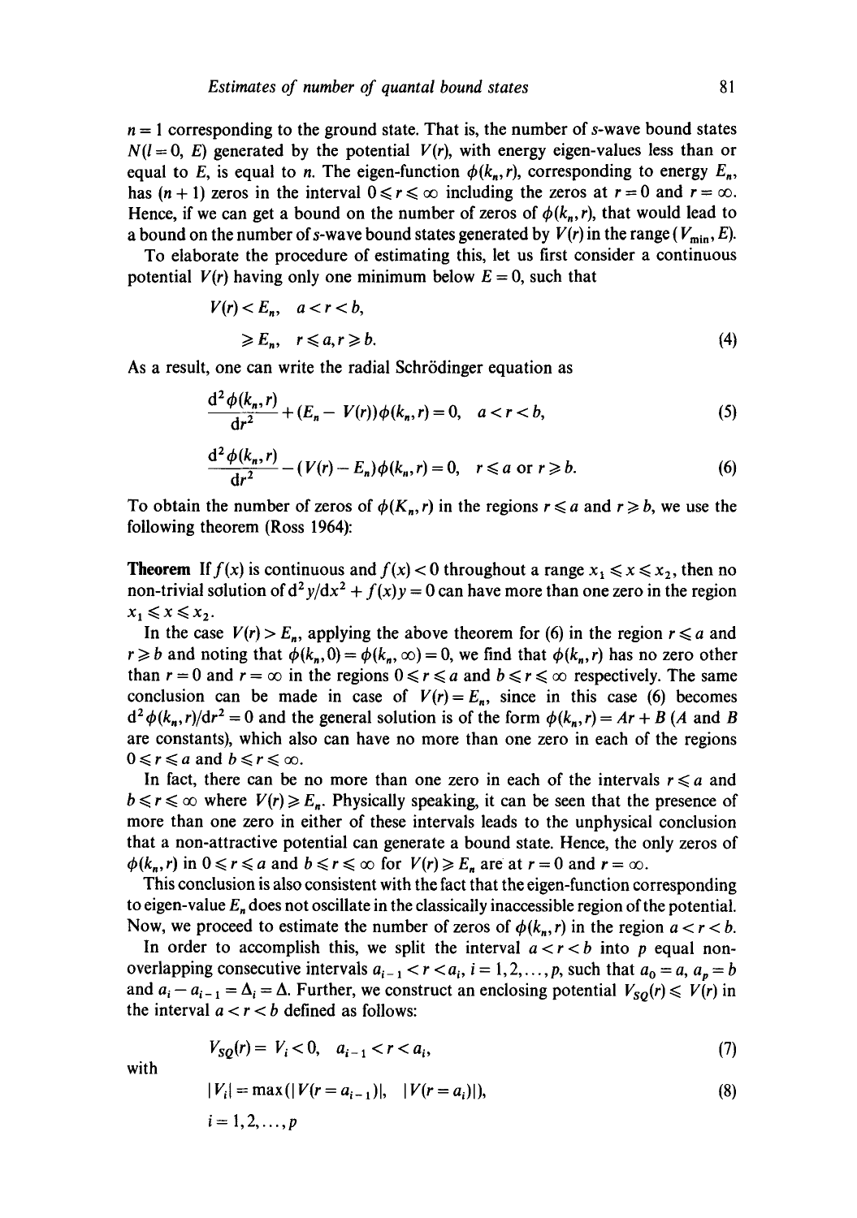$n = 1$ corresponding to the ground state. That is, the number of $s$-wave bound states $N(l = 0, E)$ generated by the potential $V(r)$, with energy eigen-values less than or equal to $E$, is equal to $n$. The eigen-function $\phi(k_n, r)$, corresponding to energy $E_n$, has $(n + 1)$ zeros in the interval $0 \leqslant r \leqslant \infty$ including the zeros at $r = 0$ and $r = \infty$. Hence, if we can get a bound on the number of zeros of $\phi(k_n, r)$, that would lead to a bound on the number of $s$-wave bound states generated by $V(r)$ in the range $(V_{\min}, E)$.

To elaborate the procedure of estimating this, let us first consider a continuous potential $V(r)$ having only one minimum below $E = 0$, such that

$$
\begin{aligned}
V(r) &< E_n, \quad a < r < b, \\
&\geqslant E_n, \quad r \leqslant a, r \geqslant b.
\end{aligned} \tag{4}
$$

As a result, one can write the radial Schrödinger equation as

$$
\frac{\mathrm{d}^2 \phi(k_n, r)}{\mathrm{d}r^2} + (E_n - V(r))\phi(k_n, r) = 0, \quad a < r < b, \tag{5}
$$

$$
\frac{\mathrm{d}^2 \phi(k_n, r)}{\mathrm{d}r^2} - (V(r) - E_n)\phi(k_n, r) = 0, \quad r \leqslant a \text{ or } r \geqslant b. \tag{6}
$$

To obtain the number of zeros of $\phi(K_n, r)$ in the regions $r \leqslant a$ and $r \geqslant b$, we use the following theorem (Ross 1964):

**Theorem** If $f(x)$ is continuous and $f(x) < 0$ throughout a range $x_1 \leqslant x \leqslant x_2$, then no non-trivial solution of $\mathrm{d}^2 y/\mathrm{d}x^2 + f(x)y = 0$ can have more than one zero in the region $x_1 \leqslant x \leqslant x_2$.

In the case $V(r) > E_n$, applying the above theorem for (6) in the region $r \leqslant a$ and $r \geqslant b$ and noting that $\phi(k_n, 0) = \phi(k_n, \infty) = 0$, we find that $\phi(k_n, r)$ has no zero other than $r = 0$ and $r = \infty$ in the regions $0 \leqslant r \leqslant a$ and $b \leqslant r \leqslant \infty$ respectively. The same conclusion can be made in case of $V(r) = E_n$, since in this case (6) becomes $\mathrm{d}^2\phi(k_n, r)/\mathrm{d}r^2 = 0$ and the general solution is of the form $\phi(k_n, r) = Ar + B$ ($A$ and $B$ are constants), which also can have no more than one zero in each of the regions $0 \leqslant r \leqslant a$ and $b \leqslant r \leqslant \infty$.

In fact, there can be no more than one zero in each of the intervals $r \leqslant a$ and $b \leqslant r \leqslant \infty$ where $V(r) \geqslant E_n$. Physically speaking, it can be seen that the presence of more than one zero in either of these intervals leads to the unphysical conclusion that a non-attractive potential can generate a bound state. Hence, the only zeros of $\phi(k_n, r)$ in $0 \leqslant r \leqslant a$ and $b \leqslant r \leqslant \infty$ for $V(r) \geqslant E_n$ are at $r = 0$ and $r = \infty$.

This conclusion is also consistent with the fact that the eigen-function corresponding to eigen-value $E_n$ does not oscillate in the classically inaccessible region of the potential. Now, we proceed to estimate the number of zeros of $\phi(k_n, r)$ in the region $a < r < b$.

In order to accomplish this, we split the interval $a < r < b$ into $p$ equal non-overlapping consecutive intervals $a_{i-1} < r < a_i$, $i = 1, 2, \ldots, p$, such that $a_0 = a$, $a_p = b$ and $a_i - a_{i-1} = \Delta_i = \Delta$. Further, we construct an enclosing potential $V_{SQ}(r) \leqslant V(r)$ in the interval $a < r < b$ defined as follows:

$$
V_{SQ}(r) = V_i < 0, \quad a_{i-1} < r < a_i, \tag{7}
$$

with

$$
|V_i| = \max(|V(r = a_{i-1})|, \quad |V(r = a_i)|), \tag{8}
$$

$$
i = 1, 2, \ldots, p
$$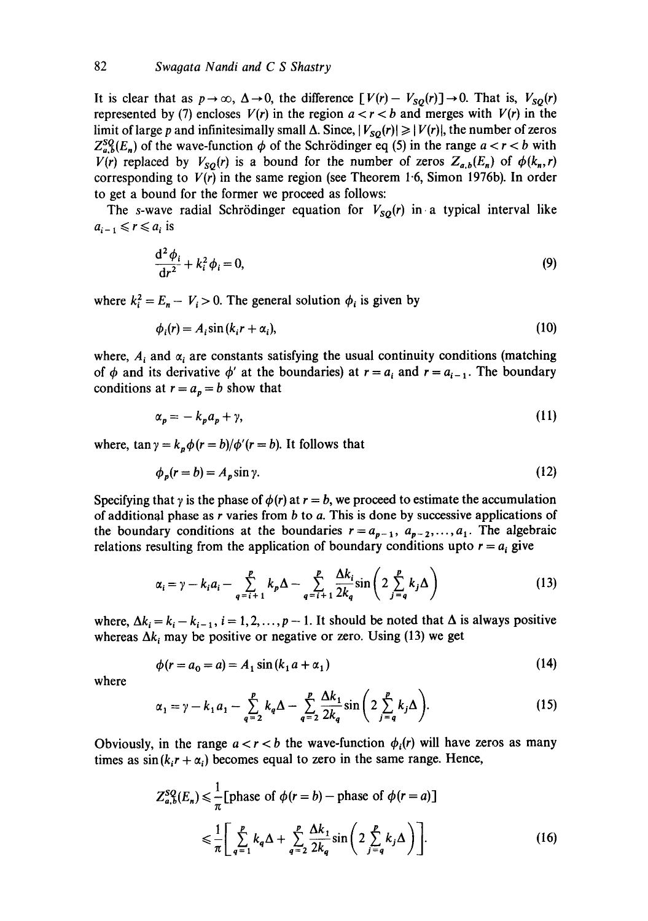It is clear that as $p \to \infty$, $\Delta \to 0$, the difference $[V(r) - V_{SQ}(r)] \to 0$. That is, $V_{SQ}(r)$ represented by (7) encloses $V(r)$ in the region $a < r < b$ and merges with $V(r)$ in the limit of large $p$ and infinitesimally small $\Delta$. Since, $|V_{SQ}(r)| \geqslant |V(r)|$, the number of zeros $Z^{SQ}_{a,b}(E_n)$ of the wave-function $\phi$ of the Schrödinger eq (5) in the range $a < r < b$ with $V(r)$ replaced by $V_{SQ}(r)$ is a bound for the number of zeros $Z_{a,b}(E_n)$ of $\phi(k_n, r)$ corresponding to $V(r)$ in the same region (see Theorem 1·6, Simon 1976b). In order to get a bound for the former we proceed as follows:

The $s$-wave radial Schrödinger equation for $V_{SQ}(r)$ in a typical interval like $a_{i-1} \leqslant r \leqslant a_i$ is

$$\frac{\mathrm{d}^2\phi_i}{\mathrm{d}r^2} + k_i^2 \phi_i = 0, \tag{9}$$

where $k_i^2 = E_n - V_i > 0$. The general solution $\phi_i$ is given by

$$\phi_i(r) = A_i \sin(k_i r + \alpha_i), \tag{10}$$

where, $A_i$ and $\alpha_i$ are constants satisfying the usual continuity conditions (matching of $\phi$ and its derivative $\phi'$ at the boundaries) at $r = a_i$ and $r = a_{i-1}$. The boundary conditions at $r = a_p = b$ show that

$$\alpha_p = -k_p a_p + \gamma, \tag{11}$$

where, $\tan\gamma = k_p \phi(r = b)/\phi'(r = b)$. It follows that

$$\phi_p(r = b) = A_p \sin\gamma. \tag{12}$$

Specifying that $\gamma$ is the phase of $\phi(r)$ at $r = b$, we proceed to estimate the accumulation of additional phase as $r$ varies from $b$ to $a$. This is done by successive applications of the boundary conditions at the boundaries $r = a_{p-1}, a_{p-2}, \ldots, a_1$. The algebraic relations resulting from the application of boundary conditions upto $r = a_i$ give

$$\alpha_i = \gamma - k_i a_i - \sum_{q=i+1}^{p} k_p \Delta - \sum_{q=i+1}^{p} \frac{\Delta k_i}{2k_q} \sin\left(2 \sum_{j=q}^{p} k_j \Delta\right) \tag{13}$$

where, $\Delta k_i = k_i - k_{i-1}$, $i = 1, 2, \ldots, p-1$. It should be noted that $\Delta$ is always positive whereas $\Delta k_i$ may be positive or negative or zero. Using (13) we get

$$\phi(r = a_0 = a) = A_1 \sin(k_1 a + \alpha_1) \tag{14}$$

where

$$\alpha_1 = \gamma - k_1 a_1 - \sum_{q=2}^{p} k_q \Delta - \sum_{q=2}^{p} \frac{\Delta k_1}{2k_q} \sin\left(2 \sum_{j=q}^{p} k_j \Delta\right). \tag{15}$$

Obviously, in the range $a < r < b$ the wave-function $\phi_i(r)$ will have zeros as many times as $\sin(k_i r + \alpha_i)$ becomes equal to zero in the same range. Hence,

$$\begin{aligned} Z^{SQ}_{a,b}(E_n) &\leqslant \frac{1}{\pi}[\text{phase of } \phi(r = b) - \text{phase of } \phi(r = a)] \\ &\leqslant \frac{1}{\pi}\left[\sum_{q=1}^{p} k_q \Delta + \sum_{q=2}^{p} \frac{\Delta k_1}{2k_q} \sin\left(2 \sum_{j=q}^{p} k_j \Delta\right)\right]. \end{aligned} \tag{16}$$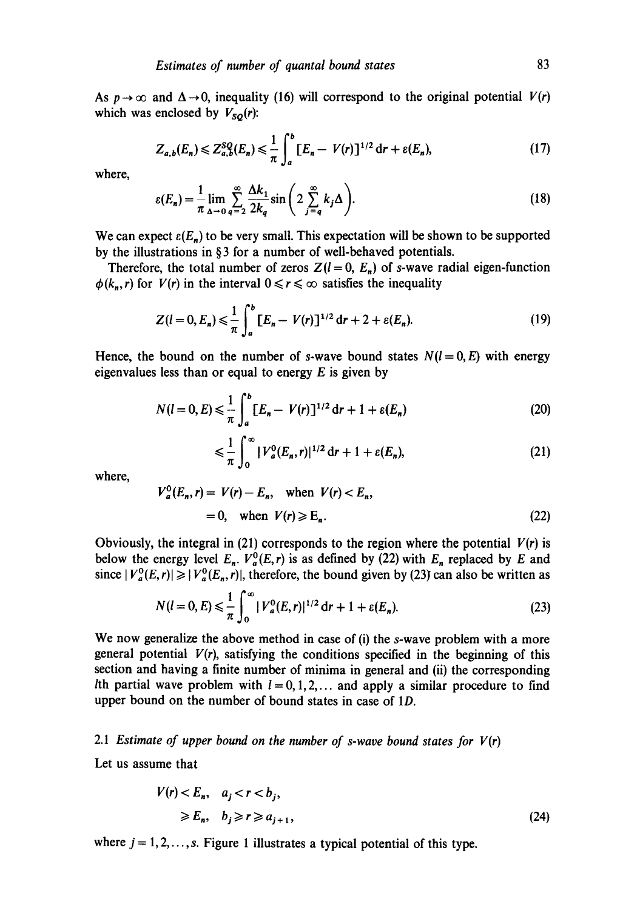As $p \to \infty$ and $\Delta \to 0$, inequality (16) will correspond to the original potential $V(r)$ which was enclosed by $V_{SQ}(r)$:

$$Z_{a,b}(E_n) \leqslant Z_{a,b}^{SQ}(E_n) \leqslant \frac{1}{\pi}\int_a^b [E_n - V(r)]^{1/2}\,\mathrm{d}r + \varepsilon(E_n), \tag{17}$$

where,

$$\varepsilon(E_n) = \frac{1}{\pi}\lim_{\Delta\to 0}\sum_{q=2}^{\infty}\frac{\Delta k_1}{2k_q}\sin\left(2\sum_{j=q}^{\infty}k_j\Delta\right). \tag{18}$$

We can expect $\varepsilon(E_n)$ to be very small. This expectation will be shown to be supported by the illustrations in §3 for a number of well-behaved potentials.

Therefore, the total number of zeros $Z(l=0,\, E_n)$ of $s$-wave radial eigen-function $\phi(k_n, r)$ for $V(r)$ in the interval $0 \leqslant r \leqslant \infty$ satisfies the inequality

$$Z(l=0, E_n) \leqslant \frac{1}{\pi}\int_a^b [E_n - V(r)]^{1/2}\,\mathrm{d}r + 2 + \varepsilon(E_n). \tag{19}$$

Hence, the bound on the number of $s$-wave bound states $N(l=0, E)$ with energy eigenvalues less than or equal to energy $E$ is given by

$$N(l=0, E) \leqslant \frac{1}{\pi}\int_a^b [E_n - V(r)]^{1/2}\,\mathrm{d}r + 1 + \varepsilon(E_n) \tag{20}$$

$$\leqslant \frac{1}{\pi}\int_0^\infty |V_a^0(E_n, r)|^{1/2}\,\mathrm{d}r + 1 + \varepsilon(E_n), \tag{21}$$

where,

$$\begin{aligned} V_a^0(E_n, r) &= V(r) - E_n, \quad \text{when } V(r) < E_n, \\ &= 0, \quad \text{when } V(r) \geqslant E_n. \end{aligned} \tag{22}$$

Obviously, the integral in (21) corresponds to the region where the potential $V(r)$ is below the energy level $E_n$. $V_a^0(E, r)$ is as defined by (22) with $E_n$ replaced by $E$ and since $|V_a^0(E, r)| \geqslant |V_a^0(E_n, r)|$, therefore, the bound given by (23) can also be written as

$$N(l=0, E) \leqslant \frac{1}{\pi}\int_0^\infty |V_a^0(E, r)|^{1/2}\,\mathrm{d}r + 1 + \varepsilon(E_n). \tag{23}$$

We now generalize the above method in case of (i) the $s$-wave problem with a more general potential $V(r)$, satisfying the conditions specified in the beginning of this section and having a finite number of minima in general and (ii) the corresponding $l$th partial wave problem with $l = 0, 1, 2, \ldots$ and apply a similar procedure to find upper bound on the number of bound states in case of $1D$.

### 2.1 *Estimate of upper bound on the number of s-wave bound states for $V(r)$*

Let us assume that

$$\begin{aligned} V(r) &< E_n, \quad a_j < r < b_j, \\ &\geqslant E_n, \quad b_j \geqslant r \geqslant a_{j+1}, \end{aligned} \tag{24}$$

where $j = 1, 2, \ldots, s$. Figure 1 illustrates a typical potential of this type.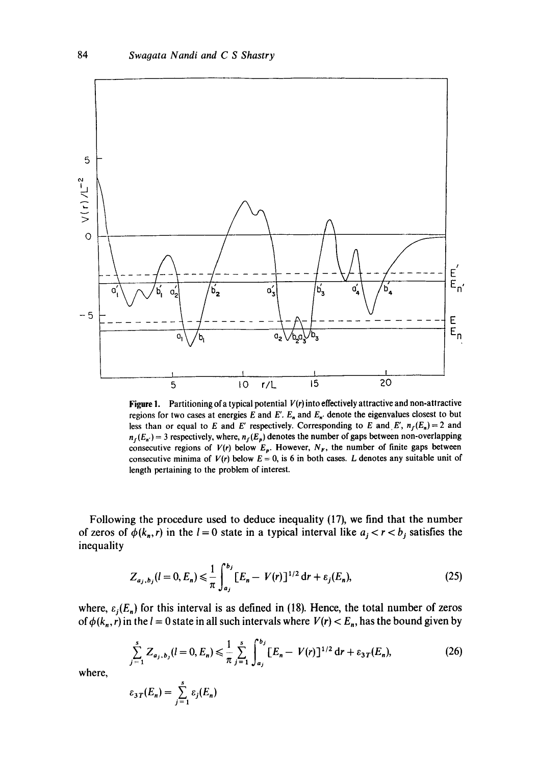**Figure 1.** Partitioning of a typical potential $V(r)$ into effectively attractive and non-attractive regions for two cases at energies $E$ and $E'$. $E_n$ and $E_{n'}$ denote the eigenvalues closest to but less than or equal to $E$ and $E'$ respectively. Corresponding to $E$ and $E'$, $n_f(E_n) = 2$ and $n_f(E_{n'}) = 3$ respectively, where, $n_f(E_p)$ denotes the number of gaps between non-overlapping consecutive regions of $V(r)$ below $E_p$. However, $N_F$, the number of finite gaps between consecutive minima of $V(r)$ below $E = 0$, is 6 in both cases. $L$ denotes any suitable unit of length pertaining to the problem of interest.

Following the procedure used to deduce inequality (17), we find that the number of zeros of $\phi(k_n, r)$ in the $l = 0$ state in a typical interval like $a_j < r < b_j$ satisfies the inequality

$$Z_{a_j,b_j}(l=0, E_n) \leqslant \frac{1}{\pi}\int_{a_j}^{b_j} [E_n - V(r)]^{1/2}\,\mathrm{d}r + \varepsilon_j(E_n), \tag{25}$$

where, $\varepsilon_j(E_n)$ for this interval is as defined in (18). Hence, the total number of zeros of $\phi(k_n, r)$ in the $l = 0$ state in all such intervals where $V(r) < E_n$, has the bound given by

$$\sum_{j=1}^{s} Z_{a_j,b_j}(l=0, E_n) \leqslant \frac{1}{\pi}\sum_{j=1}^{s}\int_{a_j}^{b_j} [E_n - V(r)]^{1/2}\,\mathrm{d}r + \varepsilon_{3T}(E_n), \tag{26}$$

where,

$$\varepsilon_{3T}(E_n) = \sum_{j=1}^{s} \varepsilon_j(E_n)$$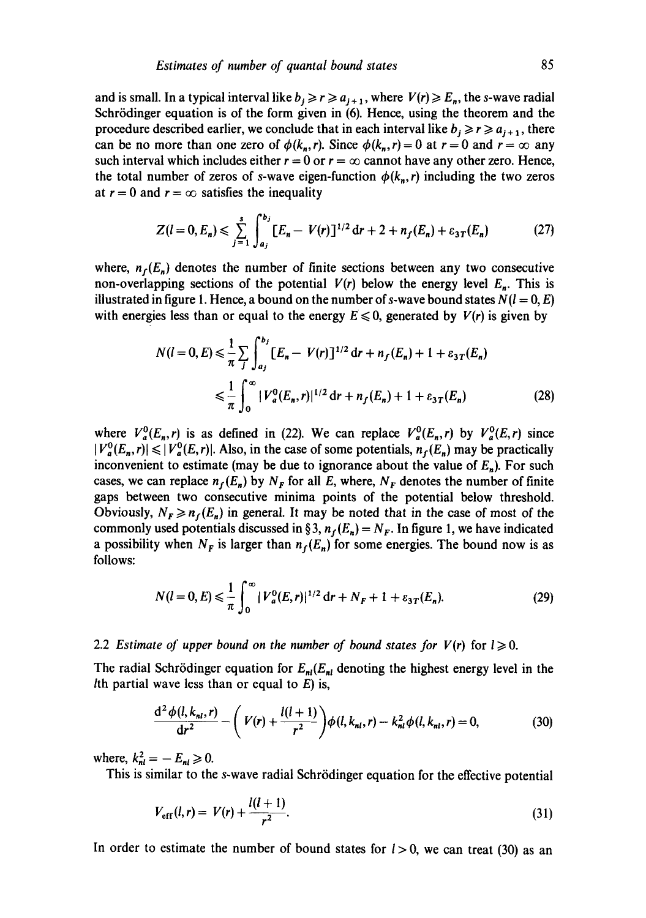and is small. In a typical interval like $b_j \geqslant r \geqslant a_{j+1}$, where $V(r) \geqslant E_n$, the $s$-wave radial Schrödinger equation is of the form given in (6). Hence, using the theorem and the procedure described earlier, we conclude that in each interval like $b_j \geqslant r \geqslant a_{j+1}$, there can be no more than one zero of $\phi(k_n, r)$. Since $\phi(k_n, r) = 0$ at $r = 0$ and $r = \infty$ any such interval which includes either $r = 0$ or $r = \infty$ cannot have any other zero. Hence, the total number of zeros of $s$-wave eigen-function $\phi(k_n, r)$ including the two zeros at $r = 0$ and $r = \infty$ satisfies the inequality

$$Z(l=0, E_n) \leqslant \sum_{j=1}^{s} \int_{a_j}^{b_j} [E_n - V(r)]^{1/2}\,\mathrm{d}r + 2 + n_f(E_n) + \varepsilon_{3T}(E_n) \tag{27}$$

where, $n_f(E_n)$ denotes the number of finite sections between any two consecutive non-overlapping sections of the potential $V(r)$ below the energy level $E_n$. This is illustrated in figure 1. Hence, a bound on the number of $s$-wave bound states $N(l=0, E)$ with energies less than or equal to the energy $E \leqslant 0$, generated by $V(r)$ is given by

$$\begin{aligned} N(l=0, E) &\leqslant \frac{1}{\pi} \sum_j \int_{a_j}^{b_j} [E_n - V(r)]^{1/2}\,\mathrm{d}r + n_f(E_n) + 1 + \varepsilon_{3T}(E_n) \\ &\leqslant \frac{1}{\pi} \int_0^{\infty} |V_a^0(E_n, r)|^{1/2}\,\mathrm{d}r + n_f(E_n) + 1 + \varepsilon_{3T}(E_n) \end{aligned} \tag{28}$$

where $V_a^0(E_n, r)$ is as defined in (22). We can replace $V_a^0(E_n, r)$ by $V_a^0(E, r)$ since $|V_a^0(E_n, r)| \leqslant |V_a^0(E, r)|$. Also, in the case of some potentials, $n_f(E_n)$ may be practically inconvenient to estimate (may be due to ignorance about the value of $E_n$). For such cases, we can replace $n_f(E_n)$ by $N_F$ for all $E$, where, $N_F$ denotes the number of finite gaps between two consecutive minima points of the potential below threshold. Obviously, $N_F \geqslant n_f(E_n)$ in general. It may be noted that in the case of most of the commonly used potentials discussed in §3, $n_f(E_n) = N_F$. In figure 1, we have indicated a possibility when $N_F$ is larger than $n_f(E_n)$ for some energies. The bound now is as follows:

$$N(l=0, E) \leqslant \frac{1}{\pi} \int_0^{\infty} |V_a^0(E, r)|^{1/2}\,\mathrm{d}r + N_F + 1 + \varepsilon_{3T}(E_n). \tag{29}$$

### 2.2 *Estimate of upper bound on the number of bound states for $V(r)$ for $l \geqslant 0$.*

The radial Schrödinger equation for $E_{nl}$ ($E_{nl}$ denoting the highest energy level in the $l$th partial wave less than or equal to $E$) is,

$$\frac{\mathrm{d}^2 \phi(l, k_{nl}, r)}{\mathrm{d}r^2} - \left( V(r) + \frac{l(l+1)}{r^2} \right) \phi(l, k_{nl}, r) - k_{nl}^2 \phi(l, k_{nl}, r) = 0, \tag{30}$$

where, $k_{nl}^2 = -E_{nl} \geqslant 0$.

This is similar to the $s$-wave radial Schrödinger equation for the effective potential

$$V_{\text{eff}}(l, r) = V(r) + \frac{l(l+1)}{r^2}. \tag{31}$$

In order to estimate the number of bound states for $l > 0$, we can treat (30) as an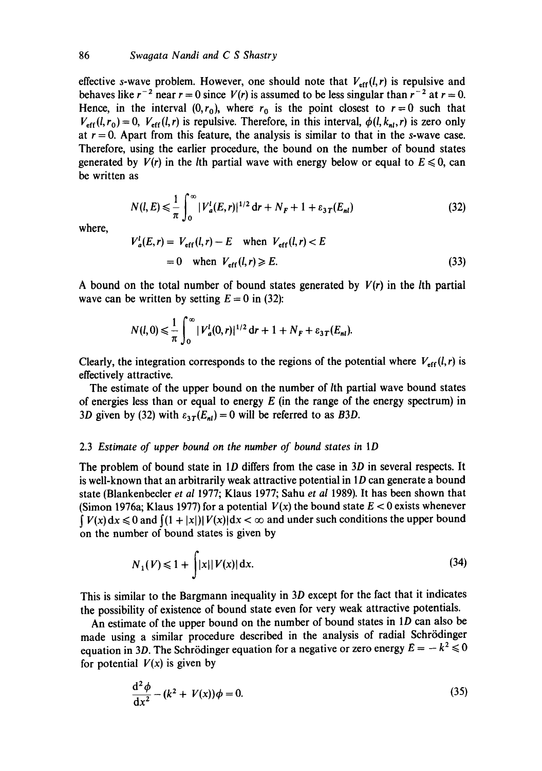effective $s$-wave problem. However, one should note that $V_{\text{eff}}(l, r)$ is repulsive and behaves like $r^{-2}$ near $r = 0$ since $V(r)$ is assumed to be less singular than $r^{-2}$ at $r = 0$. Hence, in the interval $(0, r_0)$, where $r_0$ is the point closest to $r = 0$ such that $V_{\text{eff}}(l, r_0) = 0$, $V_{\text{eff}}(l, r)$ is repulsive. Therefore, in this interval, $\phi(l, k_{nl}, r)$ is zero only at $r = 0$. Apart from this feature, the analysis is similar to that in the $s$-wave case. Therefore, using the earlier procedure, the bound on the number of bound states generated by $V(r)$ in the $l$th partial wave with energy below or equal to $E \leqslant 0$, can be written as

$$N(l, E) \leqslant \frac{1}{\pi} \int_0^{\infty} |V_a^l(E, r)|^{1/2} \, \mathrm{d}r + N_F + 1 + \varepsilon_{3T}(E_{nl}) \tag{32}$$

where,

$$\begin{aligned} V_a^l(E, r) &= V_{\text{eff}}(l, r) - E \quad \text{when } V_{\text{eff}}(l, r) < E \\ &= 0 \quad \text{when } V_{\text{eff}}(l, r) \geqslant E. \end{aligned} \tag{33}$$

A bound on the total number of bound states generated by $V(r)$ in the $l$th partial wave can be written by setting $E = 0$ in (32):

$$N(l, 0) \leqslant \frac{1}{\pi} \int_0^{\infty} |V_a^l(0, r)|^{1/2} \, \mathrm{d}r + 1 + N_F + \varepsilon_{3T}(E_{nl}).$$

Clearly, the integration corresponds to the regions of the potential where $V_{\text{eff}}(l, r)$ is effectively attractive.

The estimate of the upper bound on the number of $l$th partial wave bound states of energies less than or equal to energy $E$ (in the range of the energy spectrum) in $3D$ given by (32) with $\varepsilon_{3T}(E_{nl}) = 0$ will be referred to as $B3D$.

### 2.3 *Estimate of upper bound on the number of bound states in 1D*

The problem of bound state in $1D$ differs from the case in $3D$ in several respects. It is well-known that an arbitrarily weak attractive potential in $1D$ can generate a bound state (Blankenbecler *et al* 1977; Klaus 1977; Sahu *et al* 1989). It has been shown that (Simon 1976a; Klaus 1977) for a potential $V(x)$ the bound state $E < 0$ exists whenever $\int V(x)\,\mathrm{d}x \leqslant 0$ and $\int (1 + |x|)|V(x)|\mathrm{d}x < \infty$ and under such conditions the upper bound on the number of bound states is given by

$$N_1(V) \leqslant 1 + \int |x||V(x)| \, \mathrm{d}x. \tag{34}$$

This is similar to the Bargmann inequality in $3D$ except for the fact that it indicates the possibility of existence of bound state even for very weak attractive potentials.

An estimate of the upper bound on the number of bound states in $1D$ can also be made using a similar procedure described in the analysis of radial Schrödinger equation in $3D$. The Schrödinger equation for a negative or zero energy $E = -k^2 \leqslant 0$ for potential $V(x)$ is given by

$$\frac{\mathrm{d}^2 \phi}{\mathrm{d}x^2} - (k^2 + V(x))\phi = 0. \tag{35}$$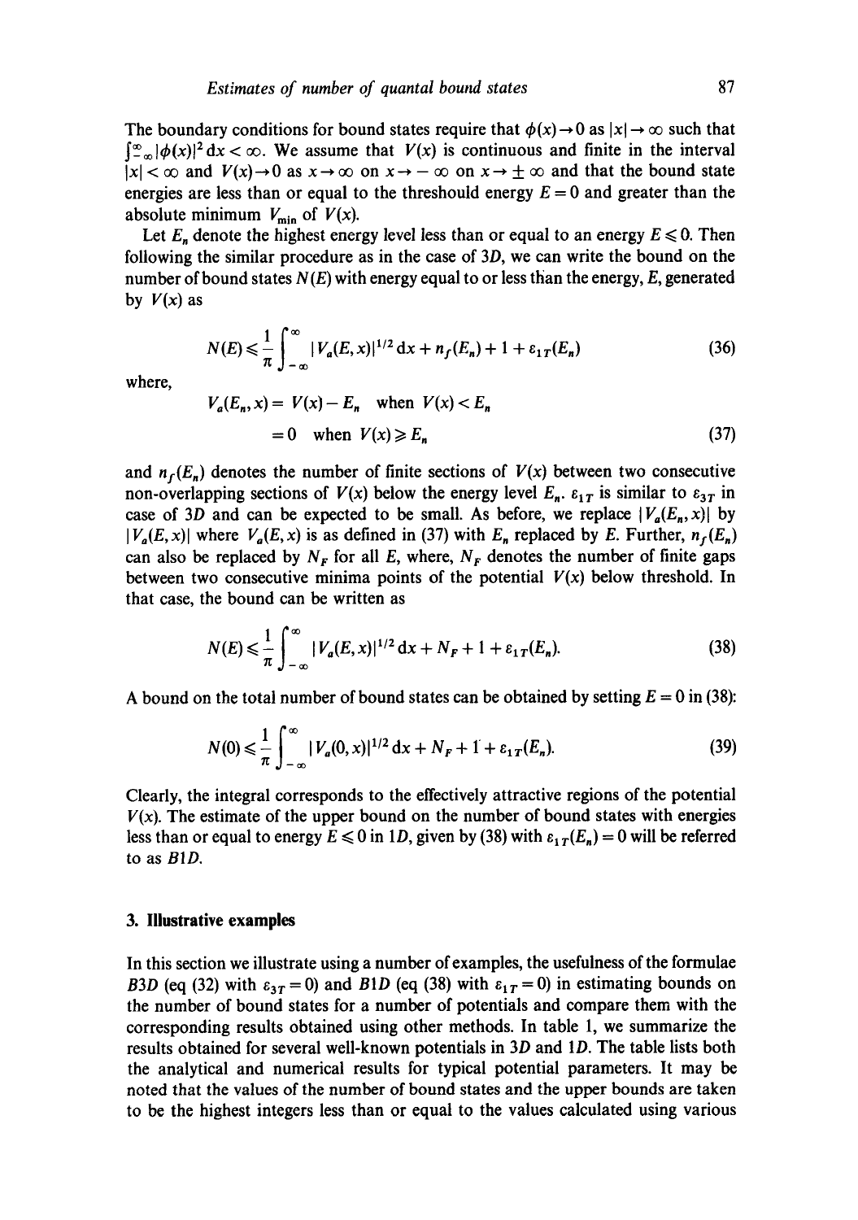The boundary conditions for bound states require that $\phi(x) \to 0$ as $|x| \to \infty$ such that $\int_{-\infty}^{\infty} |\phi(x)|^2 \, dx < \infty$. We assume that $V(x)$ is continuous and finite in the interval $|x| < \infty$ and $V(x) \to 0$ as $x \to \infty$ on $x \to -\infty$ on $x \to \pm\infty$ and that the bound state energies are less than or equal to the threshould energy $E = 0$ and greater than the absolute minimum $V_{\min}$ of $V(x)$.

Let $E_n$ denote the highest energy level less than or equal to an energy $E \leqslant 0$. Then following the similar procedure as in the case of $3D$, we can write the bound on the number of bound states $N(E)$ with energy equal to or less than the energy, $E$, generated by $V(x)$ as

$$N(E) \leqslant \frac{1}{\pi} \int_{-\infty}^{\infty} |V_a(E, x)|^{1/2} \, dx + n_f(E_n) + 1 + \varepsilon_{1T}(E_n) \tag{36}$$

where,

$$\begin{aligned} V_a(E_n, x) &= V(x) - E_n \quad \text{when } V(x) < E_n \\ &= 0 \quad \text{when } V(x) \geqslant E_n \end{aligned} \tag{37}$$

and $n_f(E_n)$ denotes the number of finite sections of $V(x)$ between two consecutive non-overlapping sections of $V(x)$ below the energy level $E_n$. $\varepsilon_{1T}$ is similar to $\varepsilon_{3T}$ in case of $3D$ and can be expected to be small. As before, we replace $|V_a(E_n, x)|$ by $|V_a(E, x)|$ where $V_a(E, x)$ is as defined in (37) with $E_n$ replaced by $E$. Further, $n_f(E_n)$ can also be replaced by $N_F$ for all $E$, where, $N_F$ denotes the number of finite gaps between two consecutive minima points of the potential $V(x)$ below threshold. In that case, the bound can be written as

$$N(E) \leqslant \frac{1}{\pi} \int_{-\infty}^{\infty} |V_a(E, x)|^{1/2} \, dx + N_F + 1 + \varepsilon_{1T}(E_n). \tag{38}$$

A bound on the total number of bound states can be obtained by setting $E = 0$ in (38):

$$N(0) \leqslant \frac{1}{\pi} \int_{-\infty}^{\infty} |V_a(0, x)|^{1/2} \, dx + N_F + 1 + \varepsilon_{1T}(E_n). \tag{39}$$

Clearly, the integral corresponds to the effectively attractive regions of the potential $V(x)$. The estimate of the upper bound on the number of bound states with energies less than or equal to energy $E \leqslant 0$ in $1D$, given by (38) with $\varepsilon_{1T}(E_n) = 0$ will be referred to as $B1D$.

## 3. Illustrative examples

In this section we illustrate using a number of examples, the usefulness of the formulae $B3D$ (eq (32) with $\varepsilon_{3T} = 0$) and $B1D$ (eq (38) with $\varepsilon_{1T} = 0$) in estimating bounds on the number of bound states for a number of potentials and compare them with the corresponding results obtained using other methods. In table 1, we summarize the results obtained for several well-known potentials in $3D$ and $1D$. The table lists both the analytical and numerical results for typical potential parameters. It may be noted that the values of the number of bound states and the upper bounds are taken to be the highest integers less than or equal to the values calculated using various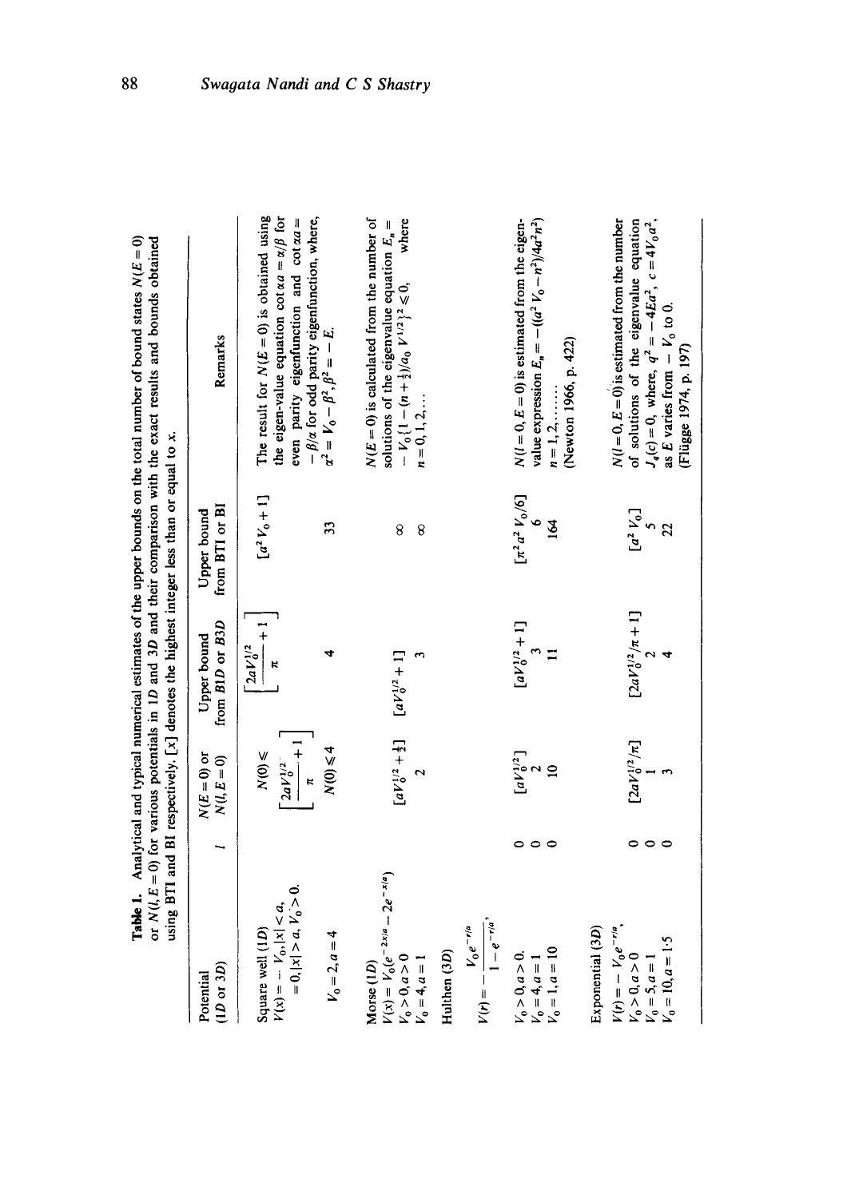**Table 1.** Analytical and typical numerical estimates of the upper bounds on the total number of bound states $N(E=0)$ or $N(l, E=0)$ for various potentials in 1D and 3D and their comparison with the exact results and bounds obtained using BTI and BI respectively. $[x]$ denotes the highest integer less than or equal to $x$.

| Potential (1D or 3D) | $l$ | $N(E=0)$ or $N(l,E=0)$ | Upper bound from B1D or B3D | Upper bound from BTI or BI | Remarks |
|---|---|---|---|---|---|
| Square well (1D) $V(x) = -V_0, \lvert x\rvert < a,$ $= 0, \lvert x\rvert > a, V_0 > 0.$ | | $N(0) \leqslant \left[\frac{2aV_0^{1/2}}{\pi} + 1\right]$ | $\left[\frac{2aV_0^{1/2}}{\pi} + 1\right]$ | $[a^2 V_0 + 1]$ | The result for $N(E=0)$ is obtained using the eigen-value equation $\cot \alpha a = \alpha/\beta$ for even parity eigenfunction and $\cot \alpha a = -\beta/\alpha$ for odd parity eigenfunction, where, $\alpha^2 = V_0 - \beta^2, \beta^2 = -E.$ |
| $V_0 = 2, a = 4$ | | $N(0) \leqslant 4$ | 4 | 33 | |
| Morse (1D) $V(x) = V_0(e^{-2x/a} - 2e^{-x/a})$ $V_0 > 0, a > 0$ | | $[aV_0^{1/2} + \frac{1}{2}]$ | $[aV_0^{1/2} + 1]$ | $\infty$ | $N(E=0)$ is calculated from the number of solutions of the eigenvalue equation $E_n = -V_0\{1-(n+\frac{1}{2})/a_0 V^{1/2}\}^2 \leqslant 0,$ where $n = 0, 1, 2, \ldots$ |
| $V_0 = 4, a = 1$ | | 2 | 3 | $\infty$ | |
| Hulthen (3D) $V(r) = -\frac{V_0 e^{-r/a}}{1 - e^{-r/a}},$ $V_0 > 0, a > 0.$ | 0 | $[aV_0^{1/2}]$ | $[aV_0^{1/2} + 1]$ | $[\pi^2 a^2 V_0/6]$ | $N(l=0, E=0)$ is estimated from the eigenvalue expression $E_n = -((a^2 V_0 - n^2)/4a^2 n^2)$ $n = 1, 2, \ldots\ldots$ (Newton 1966, p. 422) |
| $V_0 = 4, a = 1$ | 0 | 2 | 3 | 6 | |
| $V_0 = 1, a = 10$ | 0 | 10 | 11 | 164 | |
| Exponential (3D) $V(r) = -V_0 e^{-r/a},$ $V_0 > 0, a > 0$ | 0 | $[2aV_0^{1/2}/\pi]$ | $[2aV_0^{1/2}/\pi + 1]$ | $[a^2 V_0]$ | $N(l=0, E=0)$ is estimated from the number of solutions of the eigenvalue equation $J_q(c) = 0$, where, $q^2 = -4Ea^2$, $c = 4V_0 a^2$, as $E$ varies from $-V_0$ to 0. (Flügge 1974, p. 197) |
| $V_0 = 5, a = 1$ | 0 | 1 | 2 | 5 | |
| $V_0 = 10, a = 1.5$ | 0 | 3 | 4 | 22 | |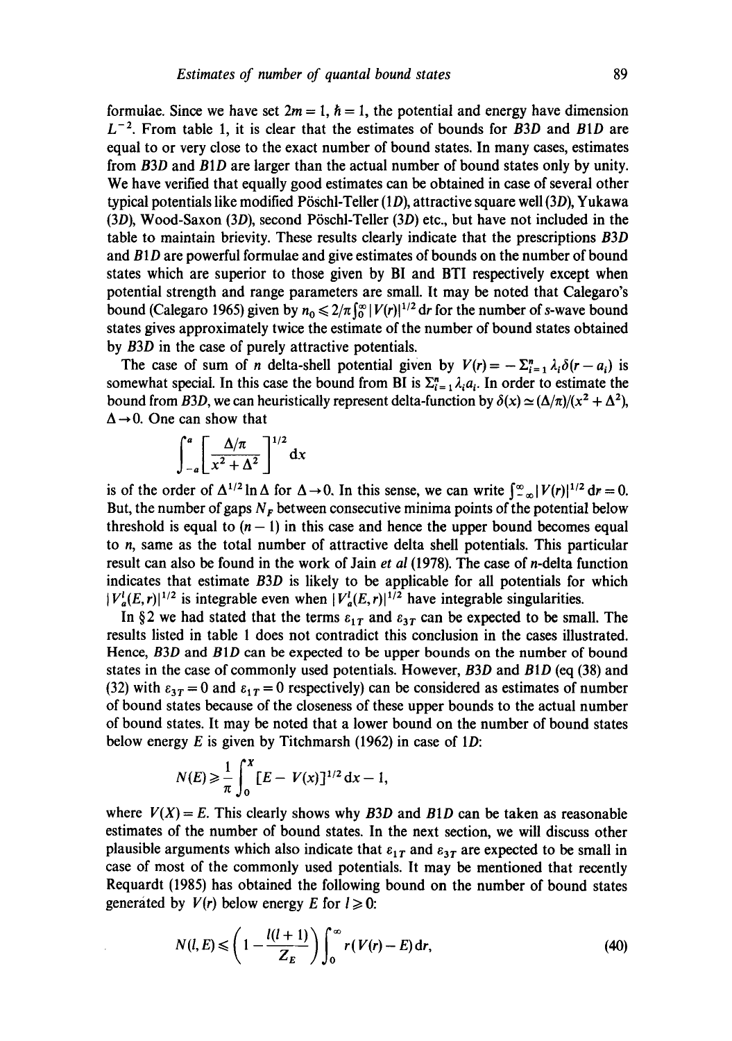formulae. Since we have set $2m = 1$, $\hbar = 1$, the potential and energy have dimension $L^{-2}$. From table 1, it is clear that the estimates of bounds for *B3D* and *B1D* are equal to or very close to the exact number of bound states. In many cases, estimates from *B3D* and *B1D* are larger than the actual number of bound states only by unity. We have verified that equally good estimates can be obtained in case of several other typical potentials like modified Pöschl-Teller (*1D*), attractive square well (*3D*), Yukawa (*3D*), Wood-Saxon (*3D*), second Pöschl-Teller (*3D*) etc., but have not included in the table to maintain brievity. These results clearly indicate that the prescriptions *B3D* and *B1D* are powerful formulae and give estimates of bounds on the number of bound states which are superior to those given by BI and BTI respectively except when potential strength and range parameters are small. It may be noted that Calegaro's bound (Calegaro 1965) given by $n_0 \leqslant 2/\pi \int_0^\infty |V(r)|^{1/2}\,\mathrm{d}r$ for the number of *s*-wave bound states gives approximately twice the estimate of the number of bound states obtained by *B3D* in the case of purely attractive potentials.

The case of sum of $n$ delta-shell potential given by $V(r) = -\sum_{i=1}^{n} \lambda_i \delta(r - a_i)$ is somewhat special. In this case the bound from BI is $\sum_{i=1}^{n} \lambda_i a_i$. In order to estimate the bound from *B3D*, we can heuristically represent delta-function by $\delta(x) \simeq (\Delta/\pi)/(x^2 + \Delta^2)$, $\Delta \to 0$. One can show that

$$\int_{-a}^{a} \left[\frac{\Delta/\pi}{x^2 + \Delta^2}\right]^{1/2} \mathrm{d}x$$

is of the order of $\Delta^{1/2} \ln \Delta$ for $\Delta \to 0$. In this sense, we can write $\int_{-\infty}^{\infty} |V(r)|^{1/2}\,\mathrm{d}r = 0$. But, the number of gaps $N_F$ between consecutive minima points of the potential below threshold is equal to $(n-1)$ in this case and hence the upper bound becomes equal to $n$, same as the total number of attractive delta shell potentials. This particular result can also be found in the work of Jain *et al* (1978). The case of $n$-delta function indicates that estimate *B3D* is likely to be applicable for all potentials for which $|V_a^l(E, r)|^{1/2}$ is integrable even when $|V_a^l(E, r)|^{1/2}$ have integrable singularities.

In §2 we had stated that the terms $\varepsilon_{1T}$ and $\varepsilon_{3T}$ can be expected to be small. The results listed in table 1 does not contradict this conclusion in the cases illustrated. Hence, *B3D* and *B1D* can be expected to be upper bounds on the number of bound states in the case of commonly used potentials. However, *B3D* and *B1D* (eq (38) and (32) with $\varepsilon_{3T} = 0$ and $\varepsilon_{1T} = 0$ respectively) can be considered as estimates of number of bound states because of the closeness of these upper bounds to the actual number of bound states. It may be noted that a lower bound on the number of bound states below energy $E$ is given by Titchmarsh (1962) in case of *1D*:

$$N(E) \geqslant \frac{1}{\pi} \int_0^X [E - V(x)]^{1/2}\,\mathrm{d}x - 1,$$

where $V(X) = E$. This clearly shows why *B3D* and *B1D* can be taken as reasonable estimates of the number of bound states. In the next section, we will discuss other plausible arguments which also indicate that $\varepsilon_{1T}$ and $\varepsilon_{3T}$ are expected to be small in case of most of the commonly used potentials. It may be mentioned that recently Requardt (1985) has obtained the following bound on the number of bound states generated by $V(r)$ below energy $E$ for $l \geqslant 0$:

$$N(l, E) \leqslant \left(1 - \frac{l(l+1)}{Z_E}\right) \int_0^\infty r(V(r) - E)\,\mathrm{d}r, \tag{40}$$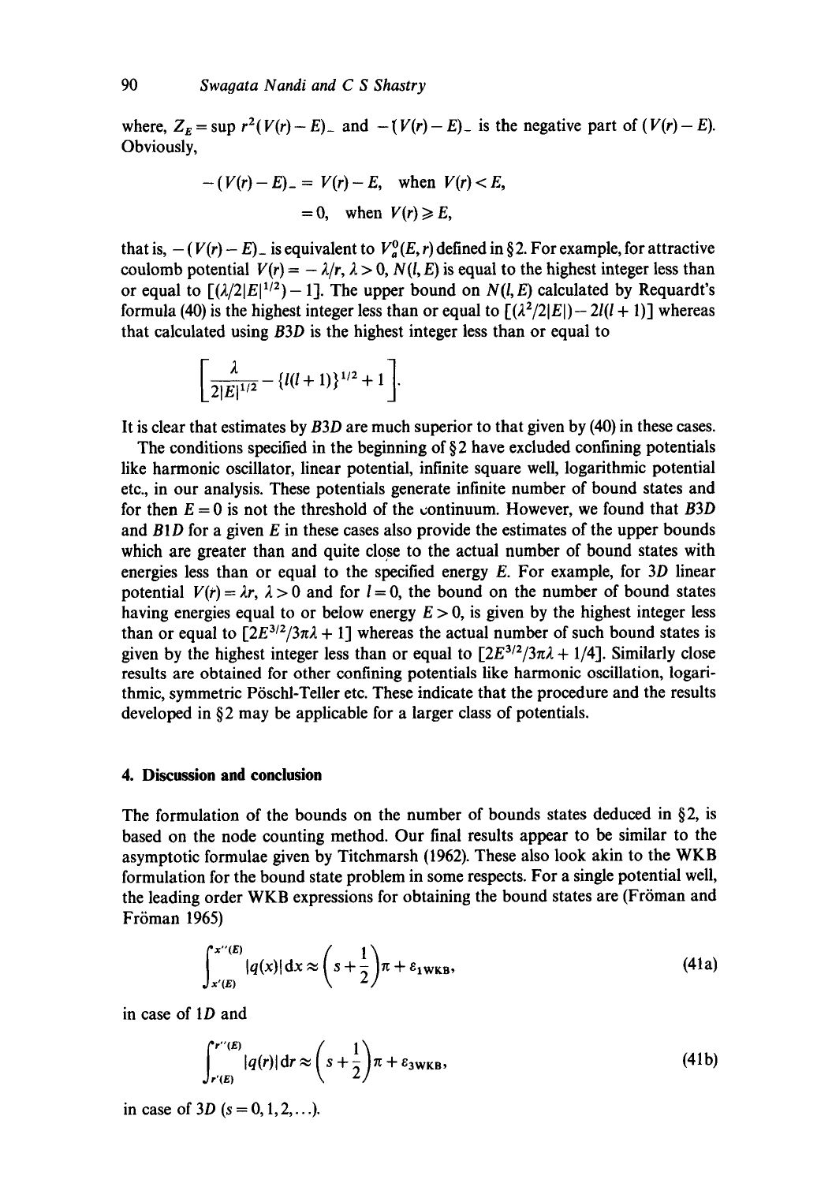where, $Z_E = \sup r^2(V(r) - E)_-$ and $-(V(r) - E)_-$ is the negative part of $(V(r) - E)$. Obviously,

$$-(V(r) - E)_- = V(r) - E, \quad \text{when } V(r) < E,$$
$$= 0, \quad \text{when } V(r) \geqslant E,$$

that is, $-(V(r) - E)_-$ is equivalent to $V_a^0(E, r)$ defined in §2. For example, for attractive coulomb potential $V(r) = -\lambda/r$, $\lambda > 0$, $N(l, E)$ is equal to the highest integer less than or equal to $[(\lambda/2|E|^{1/2}) - 1]$. The upper bound on $N(l, E)$ calculated by Requardt's formula (40) is the highest integer less than or equal to $[(\lambda^2/2|E|) - 2l(l+1)]$ whereas that calculated using $B3D$ is the highest integer less than or equal to

$$\left[\frac{\lambda}{2|E|^{1/2}} - \{l(l+1)\}^{1/2} + 1\right].$$

It is clear that estimates by $B3D$ are much superior to that given by (40) in these cases.

The conditions specified in the beginning of §2 have excluded confining potentials like harmonic oscillator, linear potential, infinite square well, logarithmic potential etc., in our analysis. These potentials generate infinite number of bound states and for then $E = 0$ is not the threshold of the continuum. However, we found that $B3D$ and $B1D$ for a given $E$ in these cases also provide the estimates of the upper bounds which are greater than and quite close to the actual number of bound states with energies less than or equal to the specified energy $E$. For example, for $3D$ linear potential $V(r) = \lambda r$, $\lambda > 0$ and for $l = 0$, the bound on the number of bound states having energies equal to or below energy $E > 0$, is given by the highest integer less than or equal to $[2E^{3/2}/3\pi\lambda + 1]$ whereas the actual number of such bound states is given by the highest integer less than or equal to $[2E^{3/2}/3\pi\lambda + 1/4]$. Similarly close results are obtained for other confining potentials like harmonic oscillation, logarithmic, symmetric Pöschl-Teller etc. These indicate that the procedure and the results developed in §2 may be applicable for a larger class of potentials.

## 4. Discussion and conclusion

The formulation of the bounds on the number of bounds states deduced in §2, is based on the node counting method. Our final results appear to be similar to the asymptotic formulae given by Titchmarsh (1962). These also look akin to the WKB formulation for the bound state problem in some respects. For a single potential well, the leading order WKB expressions for obtaining the bound states are (Fröman and Fröman 1965)

$$\int_{x'(E)}^{x''(E)} |q(x)|\,\mathrm{d}x \approx \left(s + \frac{1}{2}\right)\pi + \varepsilon_{1\mathrm{WKB}}, \tag{41a}$$

in case of $1D$ and

$$\int_{r'(E)}^{r''(E)} |q(r)|\,\mathrm{d}r \approx \left(s + \frac{1}{2}\right)\pi + \varepsilon_{3\mathrm{WKB}}, \tag{41b}$$

in case of $3D$ ($s = 0, 1, 2, \ldots$).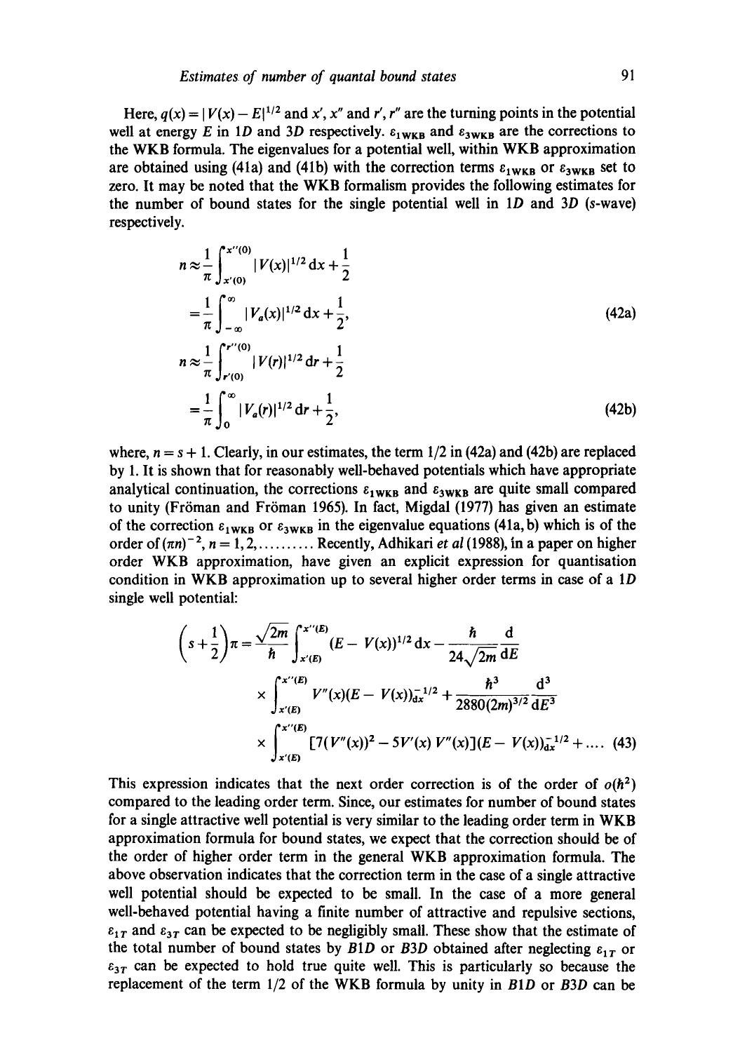Here, $q(x) = |V(x) - E|^{1/2}$ and $x'$, $x''$ and $r'$, $r''$ are the turning points in the potential well at energy $E$ in $1D$ and $3D$ respectively. $\varepsilon_{1\mathrm{WKB}}$ and $\varepsilon_{3\mathrm{WKB}}$ are the corrections to the WKB formula. The eigenvalues for a potential well, within WKB approximation are obtained using (41a) and (41b) with the correction terms $\varepsilon_{1\mathrm{WKB}}$ or $\varepsilon_{3\mathrm{WKB}}$ set to zero. It may be noted that the WKB formalism provides the following estimates for the number of bound states for the single potential well in $1D$ and $3D$ ($s$-wave) respectively.

$$
\begin{aligned}
n &\approx \frac{1}{\pi} \int_{x'(0)}^{x''(0)} |V(x)|^{1/2}\, \mathrm{d}x + \frac{1}{2} \\
&= \frac{1}{\pi} \int_{-\infty}^{\infty} |V_a(x)|^{1/2}\, \mathrm{d}x + \frac{1}{2},
\end{aligned} \tag{42a}
$$

$$
\begin{aligned}
n &\approx \frac{1}{\pi} \int_{r'(0)}^{r''(0)} |V(r)|^{1/2}\, \mathrm{d}r + \frac{1}{2} \\
&= \frac{1}{\pi} \int_{0}^{\infty} |V_a(r)|^{1/2}\, \mathrm{d}r + \frac{1}{2},
\end{aligned} \tag{42b}
$$

where, $n = s + 1$. Clearly, in our estimates, the term $1/2$ in (42a) and (42b) are replaced by 1. It is shown that for reasonably well-behaved potentials which have appropriate analytical continuation, the corrections $\varepsilon_{1\mathrm{WKB}}$ and $\varepsilon_{3\mathrm{WKB}}$ are quite small compared to unity (Fröman and Fröman 1965). In fact, Migdal (1977) has given an estimate of the correction $\varepsilon_{1\mathrm{WKB}}$ or $\varepsilon_{3\mathrm{WKB}}$ in the eigenvalue equations (41a, b) which is of the order of $(\pi n)^{-2}$, $n = 1, 2, \ldots\ldots\ldots$ Recently, Adhikari *et al* (1988), in a paper on higher order WKB approximation, have given an explicit expression for quantisation condition in WKB approximation up to several higher order terms in case of a $1D$ single well potential:

$$
\begin{aligned}
\left(s + \frac{1}{2}\right)\pi &= \frac{\sqrt{2m}}{\hbar} \int_{x'(E)}^{x''(E)} (E - V(x))^{1/2}\, \mathrm{d}x - \frac{\hbar}{24\sqrt{2m}} \frac{\mathrm{d}}{\mathrm{d}E} \\
&\quad \times \int_{x'(E)}^{x''(E)} V''(x)(E - V(x))^{-1/2}_{\mathrm{d}x} + \frac{\hbar^3}{2880(2m)^{3/2}} \frac{\mathrm{d}^3}{\mathrm{d}E^3} \\
&\quad \times \int_{x'(E)}^{x''(E)} [7(V''(x))^2 - 5V'(x)\, V''(x)](E - V(x))^{-1/2}_{\mathrm{d}x} + \ldots
\end{aligned} \tag{43}
$$

This expression indicates that the next order correction is of the order of $o(\hbar^2)$ compared to the leading order term. Since, our estimates for number of bound states for a single attractive well potential is very similar to the leading order term in WKB approximation formula for bound states, we expect that the correction should be of the order of higher order term in the general WKB approximation formula. The above observation indicates that the correction term in the case of a single attractive well potential should be expected to be small. In the case of a more general well-behaved potential having a finite number of attractive and repulsive sections, $\varepsilon_{1T}$ and $\varepsilon_{3T}$ can be expected to be negligibly small. These show that the estimate of the total number of bound states by $B1D$ or $B3D$ obtained after neglecting $\varepsilon_{1T}$ or $\varepsilon_{3T}$ can be expected to hold true quite well. This is particularly so because the replacement of the term $1/2$ of the WKB formula by unity in $B1D$ or $B3D$ can be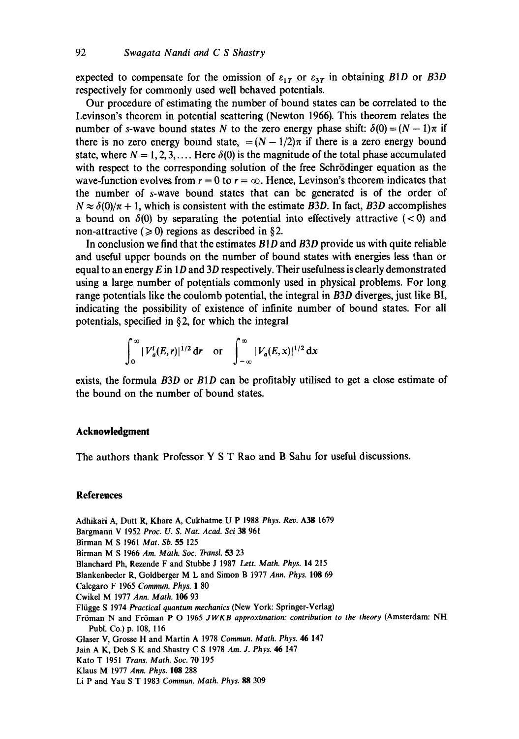expected to compensate for the omission of $\varepsilon_{1T}$ or $\varepsilon_{3T}$ in obtaining *B1D* or *B3D* respectively for commonly used well behaved potentials.

Our procedure of estimating the number of bound states can be correlated to the Levinson's theorem in potential scattering (Newton 1966). This theorem relates the number of *s*-wave bound states $N$ to the zero energy phase shift: $\delta(0) = (N-1)\pi$ if there is no zero energy bound state, $= (N - 1/2)\pi$ if there is a zero energy bound state, where $N = 1, 2, 3, \ldots$. Here $\delta(0)$ is the magnitude of the total phase accumulated with respect to the corresponding solution of the free Schrödinger equation as the wave-function evolves from $r = 0$ to $r = \infty$. Hence, Levinson's theorem indicates that the number of *s*-wave bound states that can be generated is of the order of $N \approx \delta(0)/\pi + 1$, which is consistent with the estimate *B3D*. In fact, *B3D* accomplishes a bound on $\delta(0)$ by separating the potential into effectively attractive ($< 0$) and non-attractive ($\geqslant 0$) regions as described in §2.

In conclusion we find that the estimates *B1D* and *B3D* provide us with quite reliable and useful upper bounds on the number of bound states with energies less than or equal to an energy $E$ in 1*D* and 3*D* respectively. Their usefulness is clearly demonstrated using a large number of potentials commonly used in physical problems. For long range potentials like the coulomb potential, the integral in *B3D* diverges, just like BI, indicating the possibility of existence of infinite number of bound states. For all potentials, specified in §2, for which the integral

$$\int_0^\infty |V_a^l(E, r)|^{1/2}\,\mathrm{d}r \quad \text{or} \quad \int_{-\infty}^{\infty} |V_a(E, x)|^{1/2}\,\mathrm{d}x$$

exists, the formula *B3D* or *B1D* can be profitably utilised to get a close estimate of the bound on the number of bound states.

## Acknowledgment

The authors thank Professor Y S T Rao and B Sahu for useful discussions.

## References

Adhikari A, Dutt R, Khare A, Cukhatme U P 1988 *Phys. Rev.* **A38** 1679

Bargmann V 1952 *Proc. U. S. Nat. Acad. Sci* **38** 961

Birman M S 1961 *Mat. Sb.* **55** 125

Birman M S 1966 *Am. Math. Soc. Transl.* **53** 23

Blanchard Ph, Rezende F and Stubbe J 1987 *Lett. Math. Phys.* **14** 215

Blankenbecler R, Goldberger M L and Simon B 1977 *Ann. Phys.* **108** 69

Calegaro F 1965 *Commun. Phys.* **1** 80

Cwikel M 1977 *Ann. Math.* **106** 93

Flügge S 1974 *Practical quantum mechanics* (New York: Springer-Verlag)

Fröman N and Fröman P O 1965 *JWKB approximation: contribution to the theory* (Amsterdam: NH Publ. Co.) p. 108, 116

Glaser V, Grosse H and Martin A 1978 *Commun. Math. Phys.* **46** 147

Jain A K, Deb S K and Shastry C S 1978 *Am. J. Phys.* **46** 147

Kato T 1951 *Trans. Math. Soc.* **70** 195

Klaus M 1977 *Ann. Phys.* **108** 288

Li P and Yau S T 1983 *Commun. Math. Phys.* **88** 309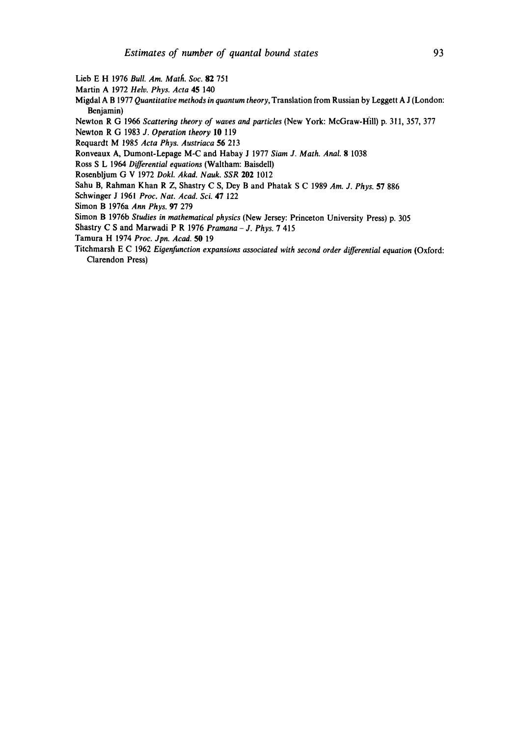Lieb E H 1976 *Bull. Am. Math. Soc.* **82** 751

Martin A 1972 *Helv. Phys. Acta* **45** 140

Migdal A B 1977 *Quantitative methods in quantum theory*, Translation from Russian by Leggett A J (London: Benjamin)

Newton R G 1966 *Scattering theory of waves and particles* (New York: McGraw-Hill) p. 311, 357, 377

Newton R G 1983 *J. Operation theory* **10** 119

Requardt M 1985 *Acta Phys. Austriaca* **56** 213

Ronveaux A, Dumont-Lepage M-C and Habay J 1977 *Siam J. Math. Anal.* **8** 1038

Ross S L 1964 *Differential equations* (Waltham: Baisdell)

Rosenbljum G V 1972 *Dokl. Akad. Nauk. SSR* **202** 1012

Sahu B, Rahman Khan R Z, Shastry C S, Dey B and Phatak S C 1989 *Am. J. Phys.* **57** 886

Schwinger J 1961 *Proc. Nat. Acad. Sci.* **47** 122

Simon B 1976a *Ann Phys.* **97** 279

Simon B 1976b *Studies in mathematical physics* (New Jersey: Princeton University Press) p. 305

Shastry C S and Marwadi P R 1976 *Pramana – J. Phys.* **7** 415

Tamura H 1974 *Proc. Jpn. Acad.* **50** 19

Titchmarsh E C 1962 *Eigenfunction expansions associated with second order differential equation* (Oxford: Clarendon Press)